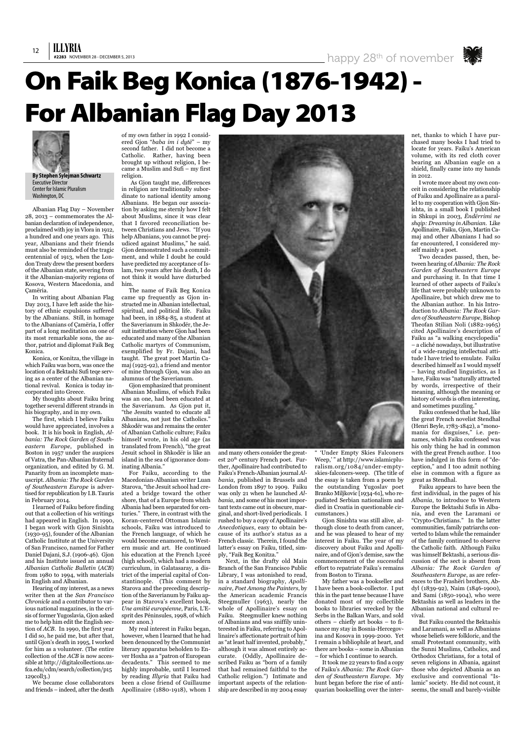# On Faik Beg Konica (1876-1942) - For Albanian Flag Day 2013

**By Stephen Sylejman Schwartz**
Executive Director
Center for Islamic Pluralism
Washington, DC

Albanian Flag Day – November 28, 2013 – commemorates the Albanian declaration of independence, proclaimed with joy in Vlora in 1912, a hundred and one years ago. This year, Albanians and their friends must also be reminded of the tragic centennial of 1913, when the London Treaty drew the present borders of the Albanian state, severing from it the Albanian-majority regions of Kosova, Western Macedonia, and Çamëria.

In writing about Albanian Flag Day 2013, I have left aside the history of ethnic expulsions suffered by the Albanians. Still, in homage to the Albanians of Çamëria, I offer part of a long meditation on one of its most remarkable sons, the author, patriot and diplomat Faik Beg Konica.

Konica, or Konitza, the village in which Faiku was born, was once the location of a Bektashi Sufi teqe serving as a center of the Albanian national revival. Konica is today incorporated into Greece.

My thoughts about Faiku bring together several different strands in his biography, and in my own.

The first, which I believe Faiku would have appreciated, involves a book. It is his book in English, *Albania: The Rock Garden of Southeastern Europe*, published in Boston in 1957 under the auspices of Vatra, the Pan-Albanian fraternal organization, and edited by G. M. Panarity from an incomplete manuscript. *Albania: The Rock Garden of Southeastern Europe* is advertised for republication by I.B. Tauris in February 2014.

I learned of Faiku before finding out that a collection of his writings had appeared in English. In 1990, I began work with Gjon Sinishta (1930-95), founder of the Albanian Catholic Institute at the University of San Francisco, named for Father Daniel Dajani, S.J. (1906-46). Gjon and his Institute issued an annual *Albanian Catholic Bulletin* (*ACB*) from 1980 to 1994, with materials in English and Albanian.

Hearing of my interest, as a news writer then at the *San Francisco Chronicle* and a contributor to various national magazines, in the crisis of former Yugoslavia, Gjon asked me to help him edit the English section of *ACB*. In 1990, the first year I did so, he paid me, but after that, until Gjon's death in 1995, I worked for him as a volunteer. (The entire collection of the *ACB* is now accessible at http://digitalcollections.usfca.edu/cdm/search/collection/p15129coll3.)

We became close collaborators and friends – indeed, after the death of my own father in 1992 I considered Gjon "*baba im i dytë*" – my second father. I did not become a Catholic. Rather, having been brought up without religion, I became a Muslim and Sufi – my first religion.

As Gjon taught me, differences in religion are traditionally subordinate to national identity among Albanians. He began our association by asking me sternly how I felt about Muslims, since it was clear that I favored reconciliation between Christians and Jews. "If you help Albanians, you cannot be prejudiced against Muslims," he said. Gjon demonstrated such a commitment, and while I doubt he could have predicted my acceptance of Islam, two years after his death, I do not think it would have disturbed him.

The name of Faik Beg Konica came up frequently as Gjon instructed me in Albanian intellectual, spiritual, and political life. Faiku had been, in 1884-85, a student at the Saverianum in Shkodër, the Jesuit institution where Gjon had been educated and many of the Albanian Catholic martyrs of Communism, exemplified by Fr. Dajani, had taught. The great poet Martin Camaj (1925-92), a friend and mentor of mine through Gjon, was also an alumnus of the Saverianum.

Gjon emphasized that prominent Albanian Muslims, of which Faiku was an one, had been educated at the Saverianum. As Gjon put it, "the Jesuits wanted to educate all Albanians, not just the Catholics." Shkodër was and remains the center of Albanian Catholic culture; Faiku himself wrote, in his old age (as translated from French), "the great Jesuit school in Shkodër is like an island in the sea of ignorance dominating Albania."

For Faiku, according to the Macedonian-Albanian writer Luan Starova, "the Jesuit school had created a bridge toward the other shore, that of a Europe from which Albania had been separated for centuries." There, in contrast with the Koran-centered Ottoman Islamic schools, Faiku was introduced to the French language, of which he would become enamored, to Western music and art. He continued his education at the French Lyceé (high school), which had a modern curriculum, in Galatasaray, a district of the imperial capital of Constantinople. (This comment by Starova and the preceding description of the Saverianum by Faiku appear in Starova's excellent book, *Une amitié européenne*, Paris, L'Esprit des Péninsules, 1998, of which more anon.)

My real interest in Faiku began, however, when I learned that he had been denounced by the Communist literary apparatus beholden to Enver Hoxha as a "patron of European decadents." This seemed to me highly improbable, until I learned by reading *Illyria* that Faiku had been a close friend of Guillaume Apollinaire (1880-1918), whom I and many others consider the greatest 20[th] century French poet. Further, Apollinaire had contributed to Faiku's French-Albanian journal *Albania*, published in Brussels and London from 1897 to 1909. Faiku was only 21 when he launched *Albania*, and some of his most important texts came out in obscure, marginal, and short-lived periodicals. I rushed to buy a copy of Apollinaire's *Anecdotiques*, easy to obtain because of its author's status as a French classic. Therein, I found the latter's essay on Faiku, titled, simply, "Faik Beg Konitza."

Next, in the drafty old Main Branch of the San Francisco Public Library, I was astonished to read, in a standard biography, *Apollinaire, Poet Among the Painters*, by the American academic Francis Steegmuller (1963), nearly the whole of Apollinaire's essay on Faiku. Steegmuller knew nothing of Albanians and was sniffily uninterested in Faiku, referring to Apollinaire's affectionate portrait of him as "at least half invented, probably," although it was almost entirely accurate. (Oddly, Apollinaire described Faiku as "born of a family that had remained faithful to the Catholic religion.") Intimate and important aspects of the relationship are described in my 2004 essay " 'Under Empty Skies Falconers Weep,' " at http://www.islamicpluralism.org/1084/under-empty-skies-falconers-weep. (The title of the essay is taken from a poem by the outstanding Yugoslav poet Branko Miljković [1934-61], who repudiated Serbian nationalism and died in Croatia in questionable circumstances.)

Gjon Sinishta was still alive, although close to death from cancer, and he was pleased to hear of my interest in Faiku. The year of my discovery about Faiku and Apollinaire, and of Gjon's demise, saw the commencement of the successful effort to repatriate Faiku's remains from Boston to Tirana.

My father was a bookseller and I have been a book-collector. I put this in the past tense because I have donated most of my collectible books to libraries wrecked by the Serbs in the Balkan Wars, and sold others – chiefly art books – to finance my stay in Bosnia-Hercegovina and Kosova in 1999-2000. Yet I remain a bibliophile at heart, and there are books – some in Albanian – for which I continue to search.

It took me 22 years to find a copy of Faiku's *Albania: The Rock Garden of Southeastern Europe*. My hunt began before the rise of antiquarian bookselling over the internet, thanks to which I have purchased many books I had tried to locate for years. Faiku's American volume, with its red cloth cover bearing an Albanian eagle on a shield, finally came into my hands in 2012.

I wrote more about my own conceit in considering the relationship of Faiku and Apollinaire as a parallel to my cooperation with Gjon Sinishta, in a small book I published in Shkupi in 2003, *Ëndërrimi ne shqip: Dreaming in Albanian*. Like Apollinaire, Faiku, Gjon, Martin Camaj and other Albanians I had so far encountered, I considered myself mainly a poet.

Two decades passed, then, between hearing of *Albania: The Rock Garden of Southeastern Europe* and purchasing it. In that time I learned of other aspects of Faiku's life that were probably unknown to Apollinaire, but which drew me to the Albanian author. In his Introduction to *Albania: The Rock Garden of Southeastern Europe*, Bishop Theofan Stilian Noli (1882-1965) cited Apollinaire's description of Faiku as "a walking encyclopedia" – a cliché nowadays, but illustrative of a wide-ranging intellectual attitude I have tried to emulate. Faiku described himself as I would myself – having studied linguistics, as I have, Faiku was "naturally attracted by words, irrespective of their meaning, although the meaning or history of words is often interesting, and sometimes puzzling."

Faiku confessed that he had, like the great French novelist Stendhal (Henri Beyle, 1783-1842), a "monomania for disguises," i.e. pen-names, which Faiku confessed was his only thing he had in common with the great French author. I too have indulged in this form of "deception," and I too admit nothing else in common with a figure as great as Stendhal.

Faiku appears to have been the first individual, in the pages of his *Albania*, to introduce to Western Europe the Bektashi Sufis in Albania, and even the Laramani, or "Crypto-Christians." In the latter communities, family patriarchs converted to Islam while the remainder of the family continued to observe the Catholic faith. Although Faiku was himself Bektashi, a serious discussion of the sect is absent from *Albania: The Rock Garden of Southeastern Europe*, as are references to the Frashëri brothers, Abdyl (1839-92), Naim (1846-1900), and Sami (1850-1904), who were Bektashis as well as leaders in the Albanian national and cultural revival.

But Faiku counted the Bektashis and Laramani, as well as Albanians whose beliefs were folkloric, and the small Protestant community, with the Sunni Muslims, Catholics, and Orthodox Christians, for a total of seven religions in Albania, against those who depicted Albania as an exclusive and conventional "Islamic" society. He did not count, it seems, the small and barely-visible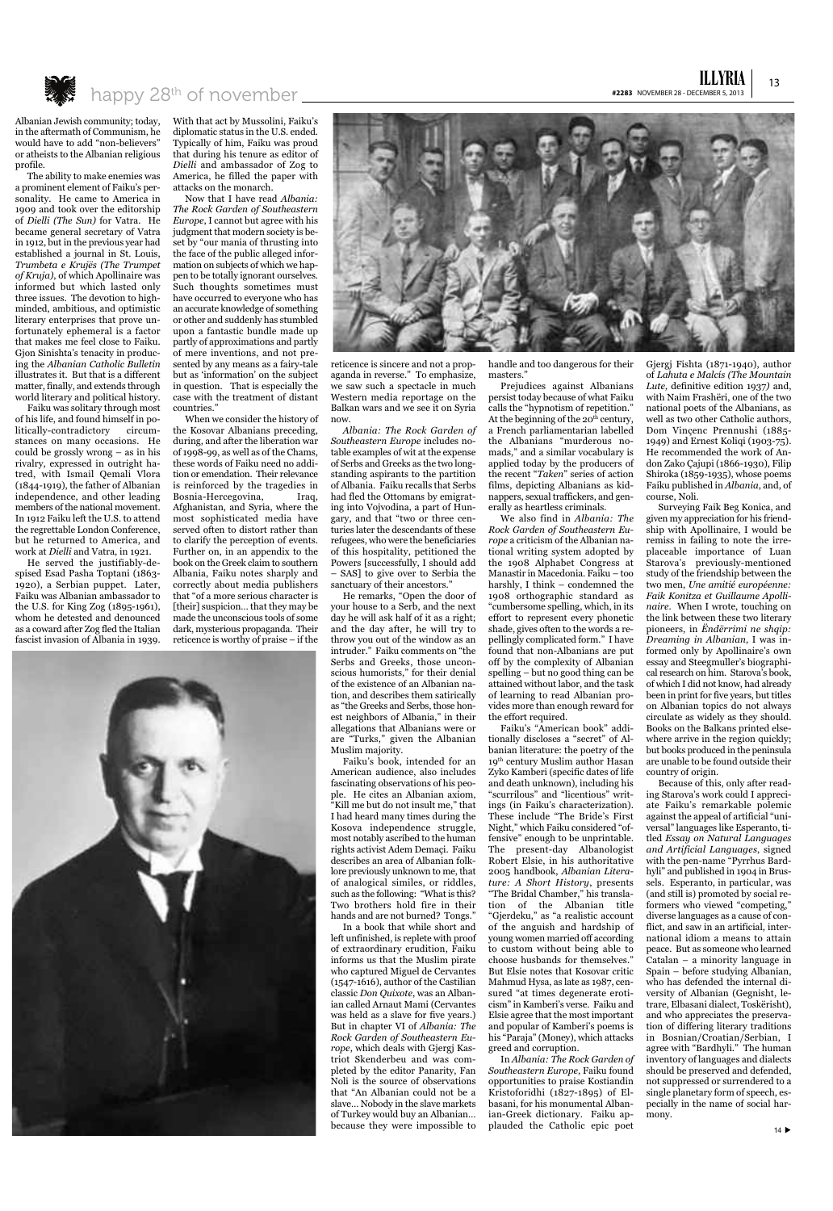Albanian Jewish community; today, in the aftermath of Communism, he would have to add "non-believers" or atheists to the Albanian religious profile.

The ability to make enemies was a prominent element of Faiku's personality. He came to America in 1909 and took over the editorship of *Dielli (The Sun)* for Vatra. He became general secretary of Vatra in 1912, but in the previous year had established a journal in St. Louis, *Trumbeta e Krujës (The Trumpet of Kruja)*, of which Apollinaire was informed but which lasted only three issues. The devotion to high-minded, ambitious, and optimistic literary enterprises that prove unfortunately ephemeral is a factor that makes me feel close to Faiku. Gjon Sinishta's tenacity in producing the *Albanian Catholic Bulletin* illustrates it. But that is a different matter, finally, and extends through world literary and political history.

Faiku was solitary through most of his life, and found himself in politically-contradictory circumstances on many occasions. He could be grossly wrong – as in his rivalry, expressed in outright hatred, with Ismail Qemali Vlora (1844-1919), the father of Albanian independence, and other leading members of the national movement. In 1912 Faiku left the U.S. to attend the regrettable London Conference, but he returned to America, and work at *Dielli* and Vatra, in 1921.

He served the justifiably-despised Esad Pasha Toptani (1863-1920), a Serbian puppet. Later, Faiku was Albanian ambassador to the U.S. for King Zog (1895-1961), whom he detested and denounced as a coward after Zog fled the Italian fascist invasion of Albania in 1939. With that act by Mussolini, Faiku's diplomatic status in the U.S. ended. Typically of him, Faiku was proud that during his tenure as editor of *Dielli* and ambassador of Zog to America, he filled the paper with attacks on the monarch.

Now that I have read *Albania: The Rock Garden of Southeastern Europe*, I cannot but agree with his judgment that modern society is beset by "our mania of thrusting into the face of the public alleged information on subjects of which we happen to be totally ignorant ourselves. Such thoughts sometimes must have occurred to everyone who has an accurate knowledge of something or other and suddenly has stumbled upon a fantastic bundle made up partly of approximations and partly of mere inventions, and not presented by any means as a fairy-tale but as 'information' on the subject in question. That is especially the case with the treatment of distant countries."

When we consider the history of the Kosovar Albanians preceding, during, and after the liberation war of 1998-99, as well as of the Chams, these words of Faiku need no addition or emendation. Their relevance is reinforced by the tragedies in Bosnia-Hercegovina, Iraq, Afghanistan, and Syria, where the most sophisticated media have served often to distort rather than to clarify the perception of events. Further on, in an appendix to the book on the Greek claim to southern Albania, Faiku notes sharply and correctly about media publishers that "of a more serious character is [their] suspicion... that they may be made the unconscious tools of some dark, mysterious propaganda. Their reticence is worthy of praise – if the reticence is sincere and not a propaganda in reverse." To emphasize, we saw such a spectacle in much Western media reportage on the Balkan wars and we see it on Syria now.

*Albania: The Rock Garden of Southeastern Europe* includes notable examples of wit at the expense of Serbs and Greeks as the two long-standing aspirants to the partition of Albania. Faiku recalls that Serbs had fled the Ottomans by emigrating into Vojvodina, a part of Hungary, and that "two or three centuries later the descendants of these refugees, who were the beneficiaries of this hospitality, petitioned the Powers [successfully, I should add – SAS] to give over to Serbia the sanctuary of their ancestors."

He remarks, "Open the door of your house to a Serb, and the next day he will ask half of it as a right; and the day after, he will try to throw you out of the window as an intruder." Faiku comments on "the Serbs and Greeks, those unconscious humorists," for their denial of the existence of an Albanian nation, and describes them satirically as "the Greeks and Serbs, those honest neighbors of Albania," in their allegations that Albanians were or are "Turks," given the Albanian Muslim majority.

Faiku's book, intended for an American audience, also includes fascinating observations of his people. He cites an Albanian axiom, "Kill me but do not insult me," that I had heard many times during the Kosova independence struggle, most notably ascribed to the human rights activist Adem Demaçi. Faiku describes an area of Albanian folklore previously unknown to me, that of analogical similes, or riddles, such as the following: "What is this? Two brothers hold fire in their hands and are not burned? Tongs."

In a book that while short and left unfinished, is replete with proof of extraordinary erudition, Faiku informs us that the Muslim pirate who captured Miguel de Cervantes (1547-1616), author of the Castilian classic *Don Quixote*, was an Albanian called Arnaut Mami (Cervantes was held as a slave for five years.) But in chapter VI of *Albania: The Rock Garden of Southeastern Europe*, which deals with Gjergj Kastriot Skenderbeu and was completed by the editor Panarity, Fan Noli is the source of observations that "An Albanian could not be a slave... Nobody in the slave markets of Turkey would buy an Albanian... because they were impossible to handle and too dangerous for their masters."

Prejudices against Albanians persist today because of what Faiku calls the "hypnotism of repetition." At the beginning of the 20th century, a French parliamentarian labelled the Albanians "murderous nomads," and a similar vocabulary is applied today by the producers of the recent "*Taken*" series of action films, depicting Albanians as kidnappers, sexual traffickers, and generally as heartless criminals.

We also find in *Albania: The Rock Garden of Southeastern Europe* a criticism of the Albanian national writing system adopted by the 1908 Alphabet Congress at Manastir in Macedonia. Faiku – too harshly, I think – condemned the 1908 orthographic standard as "cumbersome spelling, which, in its effort to represent every phonetic shade, gives often to the words a repellingly complicated form." I have found that non-Albanians are put off by the complexity of Albanian spelling – but no good thing can be attained without labor, and the task of learning to read Albanian provides more than enough reward for the effort required.

Faiku's "American book" additionally discloses a "secret" of Albanian literature: the poetry of the 19th century Muslim author Hasan Zyko Kamberi (specific dates of life and death unknown), including his "scurrilous" and "licentious" writings (in Faiku's characterization). These include "The Bride's First Night," which Faiku considered "offensive" enough to be unprintable. The present-day Albanologist Robert Elsie, in his authoritative 2005 handbook, *Albanian Literature: A Short History*, presents "The Bridal Chamber," his translation of the Albanian title "Gjerdeku," as "a realistic account of the anguish and hardship of young women married off according to custom without being able to choose husbands for themselves." But Elsie notes that Kosovar critic Mahmud Hysa, as late as 1987, censured "at times degenerate eroticism" in Kamberi's verse. Faiku and Elsie agree that the most important and popular of Kamberi's poems is his "Paraja" (Money), which attacks greed and corruption.

In *Albania: The Rock Garden of Southeastern Europe*, Faiku found opportunities to praise Kostiandin Kristoforidhi (1827-1895) of Elbasani, for his monumental Albanian-Greek dictionary. Faiku applauded the Catholic epic poet Gjergj Fishta (1871-1940), author of *Lahuta e Malcís (The Mountain Lute*, definitive edition 1937) and, with Naim Frashëri, one of the two national poets of the Albanians, as well as two other Catholic authors, Dom Vinçenc Prennushi (1885-1949) and Ernest Koliqi (1903-75). He recommended the work of Andon Zako Çajupi (1866-1930), Filip Shiroka (1859-1935), whose poems Faiku published in *Albania*, and, of course, Noli.

Surveying Faik Beg Konica, and given my appreciation for his friendship with Apollinaire, I would be remiss in failing to note the irreplaceable importance of Luan Starova's previously-mentioned study of the friendship between the two men, *Une amitié européenne: Faik Konitza et Guillaume Apollinaire*. When I wrote, touching on the link between these two literary pioneers, in *Ëndërrimi ne shqip: Dreaming in Albanian*, I was informed only by Apollinaire's own essay and Steegmuller's biographical research on him. Starova's book, of which I did not know, had already been in print for five years, but titles on Albanian topics do not always circulate as widely as they should. Books on the Balkans printed elsewhere arrive in the region quickly; but books produced in the peninsula are unable to be found outside their country of origin.

Because of this, only after reading Starova's work could I appreciate Faiku's remarkable polemic against the appeal of artificial "universal" languages like Esperanto, titled *Essay on Natural Languages and Artificial Languages*, signed with the pen-name "Pyrrhus Bardhyli" and published in 1904 in Brussels. Esperanto, in particular, was (and still is) promoted by social reformers who viewed "competing," diverse languages as a cause of conflict, and saw in an artificial, international idiom a means to attain peace. But as someone who learned Catalan – a minority language in Spain – before studying Albanian, who has defended the internal diversity of Albanian (Gegnisht, letrare, Elbasani dialect, Toskërisht), and who appreciates the preservation of differing literary traditions in Bosnian/Croatian/Serbian, I agree with "Bardhyli." The human inventory of languages and dialects should be preserved and defended, not suppressed or surrendered to a single planetary form of speech, especially in the name of social harmony.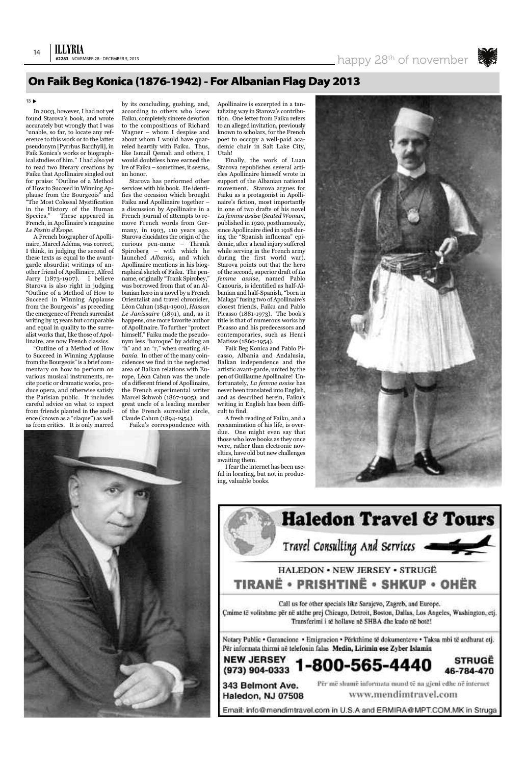## On Faik Beg Konica (1876-1942) - For Albanian Flag Day 2013

In 2003, however, I had not yet found Starova's book, and wrote accurately but wrongly that I was "unable, so far, to locate any reference to this work or to the latter pseudonym [Pyrrhus Bardhyli], in Faik Konica's works or biographical studies of him." I had also yet to read two literary creations by Faiku that Apollinaire singled out for praise: "Outline of a Method of How to Succeed in Winning Applause from the Bourgeois" and "The Most Colossal Mystification in the History of the Human Species." These appeared in French, in Apollinaire's magazine *Le Festin d'Ésope*.

A French biographer of Apollinaire, Marcel Adéma, was correct, I think, in judging the second of these texts as equal to the avant-garde absurdist writings of another friend of Apollinaire, Alfred Jarry (1873-1907). I believe Starova is also right in judging "Outline of a Method of How to Succeed in Winning Applause from the Bourgeois" as preceding the emergence of French surrealist writing by 15 years but comparable and equal in quality to the surrealist works that, like those of Apollinaire, are now French classics.

"Outline of a Method of How to Succeed in Winning Applause from the Bourgeois" is a brief commentary on how to perform on various musical instruments, recite poetic or dramatic works, produce opera, and otherwise satisfy the Parisian public. It includes careful advice on what to expect from friends planted in the audience (known as a "claque") as well as from critics. It is only marred by its concluding, gushing, and, according to others who knew Faiku, completely sincere devotion to the compositions of Richard Wagner – whom I despise and about whom I would have quarreled heartily with Faiku. Thus, like Ismail Qemali and others, I would doubtless have earned the ire of Faiku – sometimes, it seems, an honor.

Starova has performed other services with his book. He identifies the occasion which brought Faiku and Apollinaire together – a discussion by Apollinaire in a French journal of attempts to remove French words from Germany, in 1903, 110 years ago. Starova elucidates the origin of the curious pen-name – Thrank Spiroberg – with which he launched *Albania*, and which Apollinaire mentions in his biographical sketch of Faiku. The pen-name, originally "Trank Spirobey," was borrowed from that of an Albanian hero in a novel by a French Orientalist and travel chronicler, Léon Cahun (1841-1900), *Hassan Le Janissaire* (1891), and, as it happens, one more favorite author of Apollinaire. To further "protect himself," Faiku made the pseudonym less "baroque" by adding an "h" and an "r," when creating *Albania*. In other of the many coincidences we find in the neglected area of Balkan relations with Europe, Léon Cahun was the uncle of a different friend of Apollinaire, the French experimental writer Marcel Schwob (1867-1905), and great uncle of a leading member of the French surrealist circle, Claude Cahun (1894-1954).

Faiku's correspondence with Apollinaire is excerpted in a tantalizing way in Starova's contribution. One letter from Faiku refers to an alleged invitation, previously known to scholars, for the French poet to occupy a well-paid academic chair in Salt Lake City, Utah!

Finally, the work of Luan Starova republishes several articles Apollinaire himself wrote in support of the Albanian national movement. Starova argues for Faiku as a protagonist in Apollinaire's fiction, most importantly in one of two drafts of his novel *La femme assise* (*Seated Woman*, published in 1920, posthumously, since Apollinaire died in 1918 during the "Spanish influenza" epidemic, after a head injury suffered while serving in the French army during the first world war). Starova points out that the hero of the second, superior draft of *La femme assise*, named Pablo Canouris, is identified as half-Albanian and half-Spanish, "born in Malaga" fusing two of Apollinaire's closest friends, Faiku and Pablo Picasso (1881-1973). The book's title is that of numerous works by Picasso and his predecessors and contemporaries, such as Henri Matisse (1860-1954).

Faik Beg Konica and Pablo Picasso, Albania and Andalusia, Balkan independence and the artistic avant-garde, united by the pen of Guillaume Apollinaire! Unfortunately, *La femme assise* has never been translated into English, and as described herein, Faiku's writing in English has been difficult to find.

A fresh reading of Faiku, and a reexamination of his life, is overdue. One might even say that those who love books as they once were, rather than electronic novelties, have old but new challenges awaiting them.

I fear the internet has been useful in locating, but not in producing, valuable books.

# Haledon Travel & Tours

Travel Consulting And Services

HALEDON • NEW JERSEY • STRUGË

**TIRANË • PRISHTINË • SHKUP • OHËR**

Call us for other specials like Sarajevo, Zagreb, and Europe.
Çmime të volitshme për në udhe prej Chicago, Detroit, Boston, Dallas, Los Angeles, Washington, etj.
Transferimi i të hollave në SHBA dhe kudo në botë!

Notary Public • Garancione • Emigracion • Përkthime të dokumenteve • Taksa mbi të ardhurat etj.
Për informata thirrni në telefonin falas **Medin, Lirimin ose Zyber Islamin**

**NEW JERSEY (973) 904-0333** **1-800-565-4440** **STRUGË 46-784-470**

**343 Belmont Ave. Haledon, NJ 07508**

Për më shumë informata mund të na gjeni edhe në internet
www.mendimtravel.com

Email: info@mendimtravel.com in U.S.A and ERMIRA@MPT.COM.MK in Struga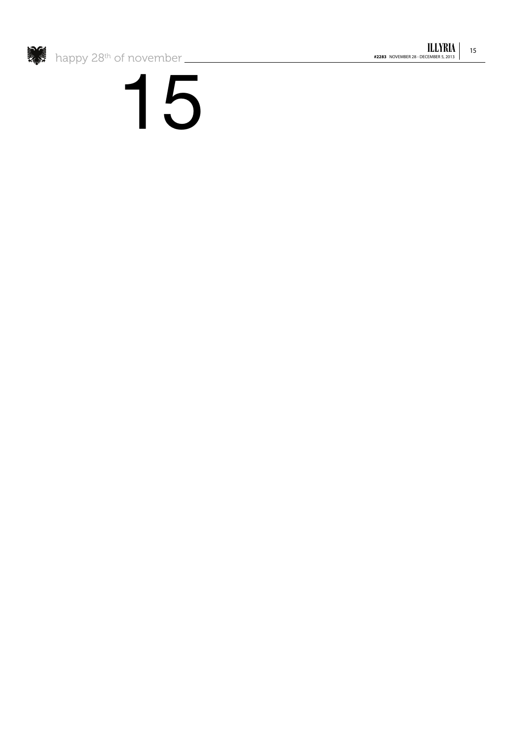15